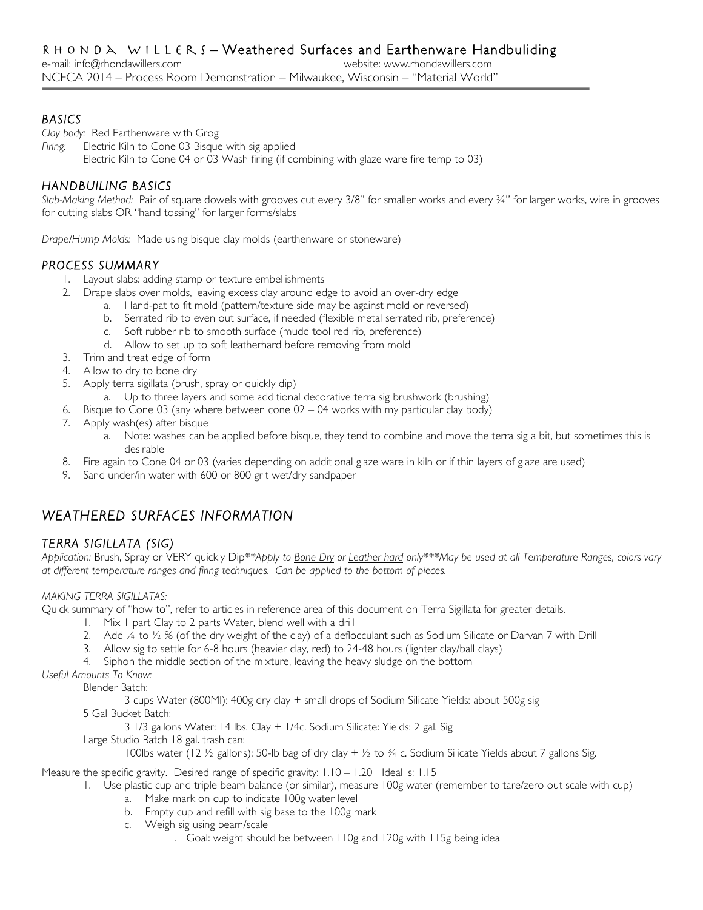# RHONDA WILLERS – Weathered Surfaces and Earthenware Handbuliding

e-mail: info@rhondawillers.com website: www.rhondawillers.com

NCECA 2014 – Process Room Demonstration – Milwaukee, Wisconsin – "Material World"

## BASICS

*Clay body:* Red Earthenware with Grog

*Firing:* Electric Kiln to Cone 03 Bisque with sig applied
Electric Kiln to Cone 04 or 03 Wash firing (if combining with glaze ware fire temp to 03)

## HANDBUILING BASICS

*Slab-Making Method:* Pair of square dowels with grooves cut every 3/8" for smaller works and every ¾" for larger works, wire in grooves for cutting slabs OR "hand tossing" for larger forms/slabs

*Drape/Hump Molds:* Made using bisque clay molds (earthenware or stoneware)

## PROCESS SUMMARY

1. Layout slabs: adding stamp or texture embellishments
2. Drape slabs over molds, leaving excess clay around edge to avoid an over-dry edge
   a. Hand-pat to fit mold (pattern/texture side may be against mold or reversed)
   b. Serrated rib to even out surface, if needed (flexible metal serrated rib, preference)
   c. Soft rubber rib to smooth surface (mudd tool red rib, preference)
   d. Allow to set up to soft leatherhard before removing from mold
3. Trim and treat edge of form
4. Allow to dry to bone dry
5. Apply terra sigillata (brush, spray or quickly dip)
   a. Up to three layers and some additional decorative terra sig brushwork (brushing)
6. Bisque to Cone 03 (any where between cone 02 – 04 works with my particular clay body)
7. Apply wash(es) after bisque
   a. Note: washes can be applied before bisque, they tend to combine and move the terra sig a bit, but sometimes this is desirable
8. Fire again to Cone 04 or 03 (varies depending on additional glaze ware in kiln or if thin layers of glaze are used)
9. Sand under/in water with 600 or 800 grit wet/dry sandpaper

# WEATHERED SURFACES INFORMATION

## TERRA SIGILLATA (SIG)

*Application:* Brush, Spray or VERY quickly Dip*\*\*Apply to <u>Bone Dry</u> or <u>Leather hard</u> only\*\*\*May be used at all Temperature Ranges, colors vary at different temperature ranges and firing techniques. Can be applied to the bottom of pieces.*

*MAKING TERRA SIGILLATAS:*

Quick summary of "how to", refer to articles in reference area of this document on Terra Sigillata for greater details.

1. Mix 1 part Clay to 2 parts Water, blend well with a drill
2. Add ¼ to ½ % (of the dry weight of the clay) of a deflocculant such as Sodium Silicate or Darvan 7 with Drill
3. Allow sig to settle for 6-8 hours (heavier clay, red) to 24-48 hours (lighter clay/ball clays)
4. Siphon the middle section of the mixture, leaving the heavy sludge on the bottom

*Useful Amounts To Know:*

Blender Batch:
3 cups Water (800Ml): 400g dry clay + small drops of Sodium Silicate Yields: about 500g sig

5 Gal Bucket Batch:
3 1/3 gallons Water: 14 lbs. Clay + 1/4c. Sodium Silicate: Yields: 2 gal. Sig

Large Studio Batch 18 gal. trash can:
100lbs water (12 ½ gallons): 50-lb bag of dry clay + ½ to ¾ c. Sodium Silicate Yields about 7 gallons Sig.

Measure the specific gravity. Desired range of specific gravity: 1.10 – 1.20 Ideal is: 1.15

1. Use plastic cup and triple beam balance (or similar), measure 100g water (remember to tare/zero out scale with cup)
   a. Make mark on cup to indicate 100g water level
   b. Empty cup and refill with sig base to the 100g mark
   c. Weigh sig using beam/scale
      i. Goal: weight should be between 110g and 120g with 115g being ideal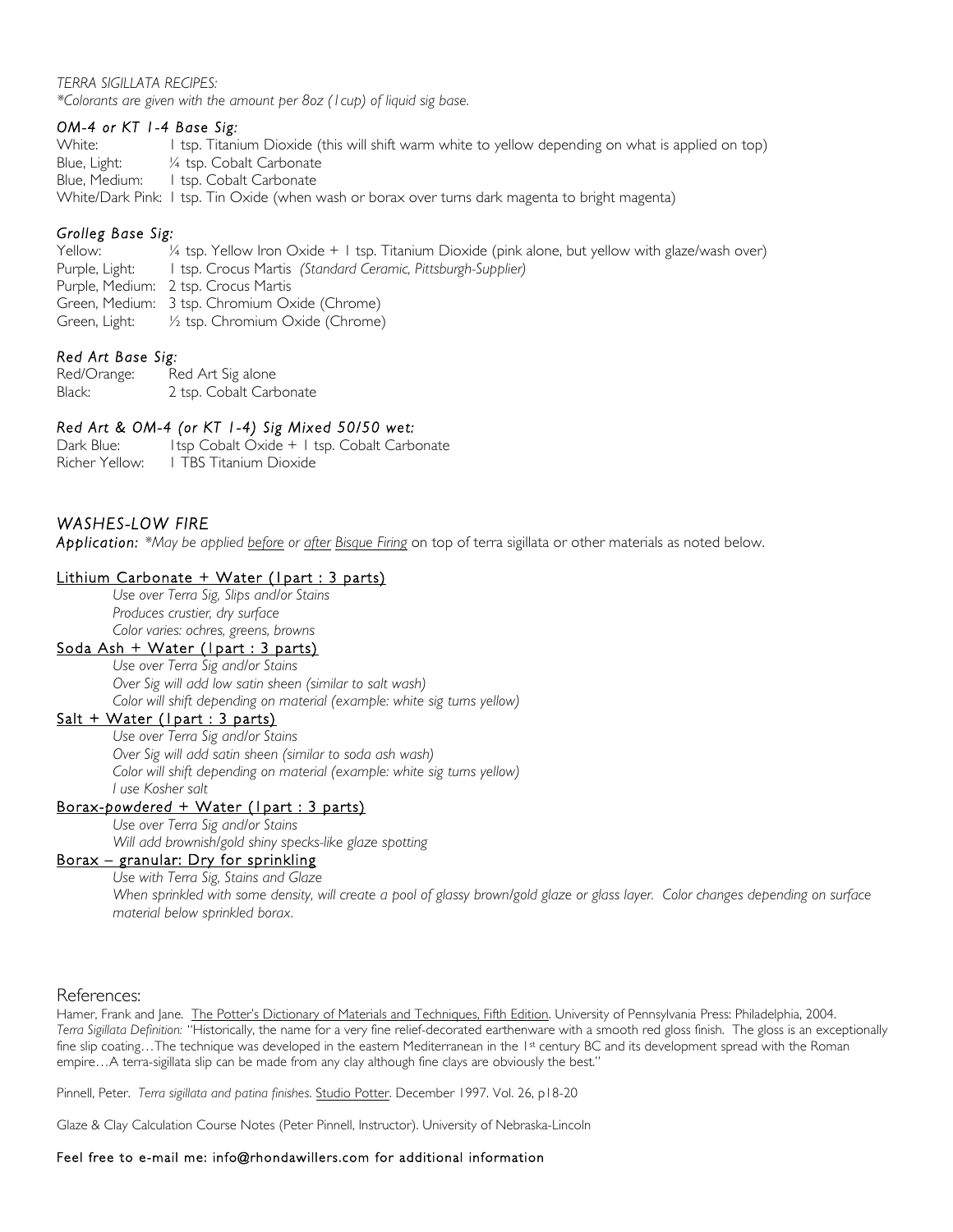*TERRA SIGILLATA RECIPES:*
*\*Colorants are given with the amount per 8oz (1cup) of liquid sig base.*

### *OM-4 or KT 1-4 Base Sig:*

White: 1 tsp. Titanium Dioxide (this will shift warm white to yellow depending on what is applied on top)
Blue, Light: ¼ tsp. Cobalt Carbonate
Blue, Medium: 1 tsp. Cobalt Carbonate
White/Dark Pink: 1 tsp. Tin Oxide (when wash or borax over turns dark magenta to bright magenta)

### *Grolleg Base Sig:*

Yellow: ¼ tsp. Yellow Iron Oxide + 1 tsp. Titanium Dioxide (pink alone, but yellow with glaze/wash over)
Purple, Light: 1 tsp. Crocus Martis *(Standard Ceramic, Pittsburgh-Supplier)*
Purple, Medium: 2 tsp. Crocus Martis
Green, Medium: 3 tsp. Chromium Oxide (Chrome)
Green, Light: ½ tsp. Chromium Oxide (Chrome)

### *Red Art Base Sig:*

Red/Orange: Red Art Sig alone
Black: 2 tsp. Cobalt Carbonate

### *Red Art & OM-4 (or KT 1-4) Sig Mixed 50/50 wet:*

Dark Blue: 1tsp Cobalt Oxide + 1 tsp. Cobalt Carbonate
Richer Yellow: 1 TBS Titanium Dioxide

## *WASHES-LOW FIRE*

***Application:*** *\*May be applied __before__ or __after__ __Bisque Firing__* on top of terra sigillata or other materials as noted below.

<u>Lithium Carbonate + Water (1part : 3 parts)</u>

*Use over Terra Sig, Slips and/or Stains*
*Produces crustier, dry surface*
*Color varies: ochres, greens, browns*

<u>Soda Ash + Water (1part : 3 parts)</u>

*Use over Terra Sig and/or Stains*
*Over Sig will add low satin sheen (similar to salt wash)*
*Color will shift depending on material (example: white sig turns yellow)*

<u>Salt + Water (1part : 3 parts)</u>

*Use over Terra Sig and/or Stains*
*Over Sig will add satin sheen (similar to soda ash wash)*
*Color will shift depending on material (example: white sig turns yellow)*
*I use Kosher salt*

<u>Borax-*powdered* + Water (1part : 3 parts)</u>

*Use over Terra Sig and/or Stains*
*Will add brownish/gold shiny specks-like glaze spotting*

<u>Borax – granular: Dry for sprinkling</u>

*Use with Terra Sig, Stains and Glaze*
*When sprinkled with some density, will create a pool of glassy brown/gold glaze or glass layer. Color changes depending on surface material below sprinkled borax.*

## References:

Hamer, Frank and Jane. <u>The Potter's Dictionary of Materials and Techniques, Fifth Edition</u>. University of Pennsylvania Press: Philadelphia, 2004.
*Terra Sigillata Definition:* "Historically, the name for a very fine relief-decorated earthenware with a smooth red gloss finish. The gloss is an exceptionally fine slip coating…The technique was developed in the eastern Mediterranean in the 1st century BC and its development spread with the Roman empire…A terra-sigillata slip can be made from any clay although fine clays are obviously the best."

Pinnell, Peter. *Terra sigillata and patina finishes*. <u>Studio Potter</u>. December 1997. Vol. 26, p18-20

Glaze & Clay Calculation Course Notes (Peter Pinnell, Instructor). University of Nebraska-Lincoln

Feel free to e-mail me: info@rhondawillers.com for additional information